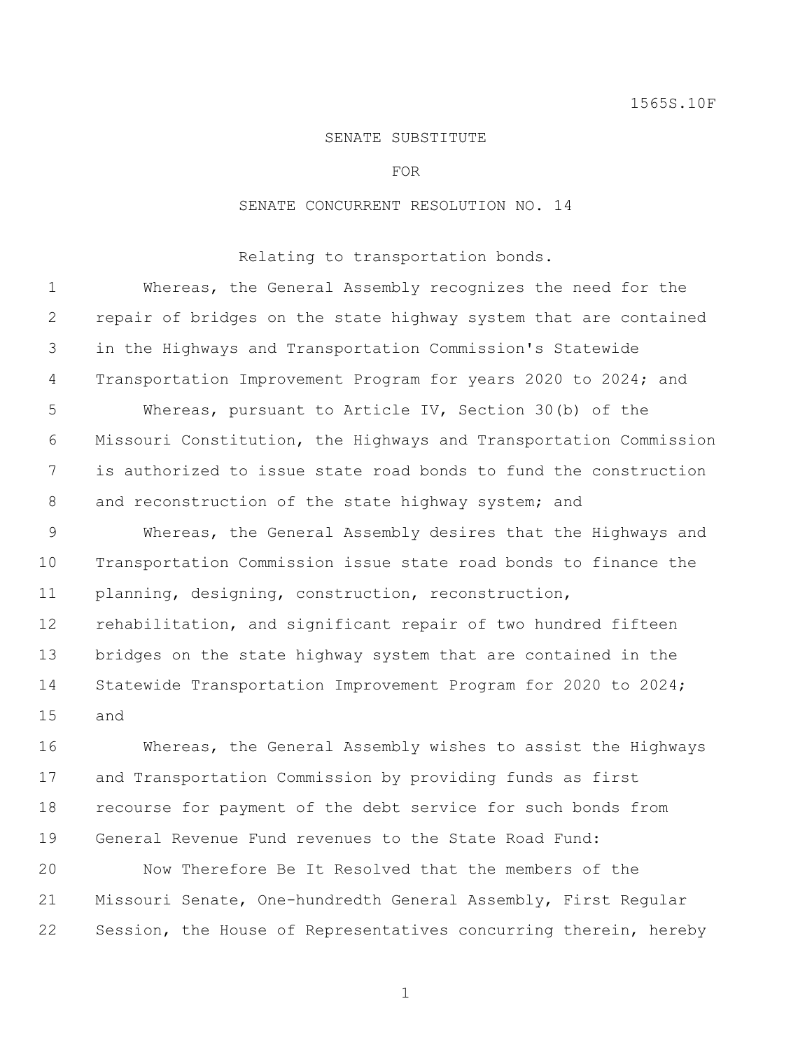1565S.10F

SENATE SUBSTITUTE

FOR

SENATE CONCURRENT RESOLUTION NO. 14

Relating to transportation bonds.

Whereas, the General Assembly recognizes the need for the repair of bridges on the state highway system that are contained in the Highways and Transportation Commission's Statewide Transportation Improvement Program for years 2020 to 2024; and

Whereas, pursuant to Article IV, Section 30(b) of the Missouri Constitution, the Highways and Transportation Commission is authorized to issue state road bonds to fund the construction and reconstruction of the state highway system; and

Whereas, the General Assembly desires that the Highways and Transportation Commission issue state road bonds to finance the planning, designing, construction, reconstruction, rehabilitation, and significant repair of two hundred fifteen bridges on the state highway system that are contained in the Statewide Transportation Improvement Program for 2020 to 2024; and

Whereas, the General Assembly wishes to assist the Highways and Transportation Commission by providing funds as first recourse for payment of the debt service for such bonds from General Revenue Fund revenues to the State Road Fund:

Now Therefore Be It Resolved that the members of the Missouri Senate, One-hundredth General Assembly, First Regular Session, the House of Representatives concurring therein, hereby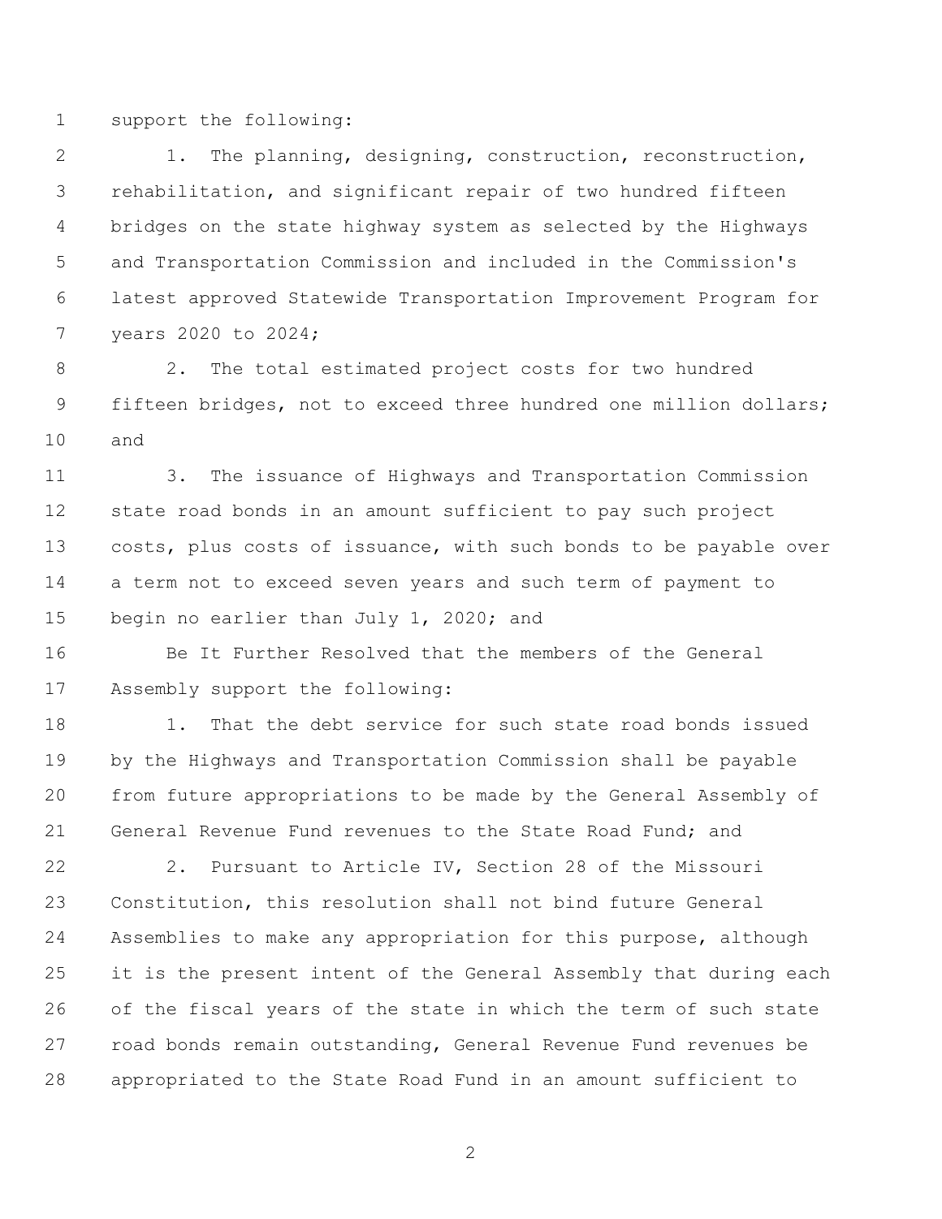support the following:

1. The planning, designing, construction, reconstruction, rehabilitation, and significant repair of two hundred fifteen bridges on the state highway system as selected by the Highways and Transportation Commission and included in the Commission's latest approved Statewide Transportation Improvement Program for years 2020 to 2024;

2. The total estimated project costs for two hundred fifteen bridges, not to exceed three hundred one million dollars; and

3. The issuance of Highways and Transportation Commission state road bonds in an amount sufficient to pay such project costs, plus costs of issuance, with such bonds to be payable over a term not to exceed seven years and such term of payment to begin no earlier than July 1, 2020; and

Be It Further Resolved that the members of the General Assembly support the following:

1. That the debt service for such state road bonds issued by the Highways and Transportation Commission shall be payable from future appropriations to be made by the General Assembly of General Revenue Fund revenues to the State Road Fund; and

2. Pursuant to Article IV, Section 28 of the Missouri Constitution, this resolution shall not bind future General Assemblies to make any appropriation for this purpose, although it is the present intent of the General Assembly that during each of the fiscal years of the state in which the term of such state road bonds remain outstanding, General Revenue Fund revenues be appropriated to the State Road Fund in an amount sufficient to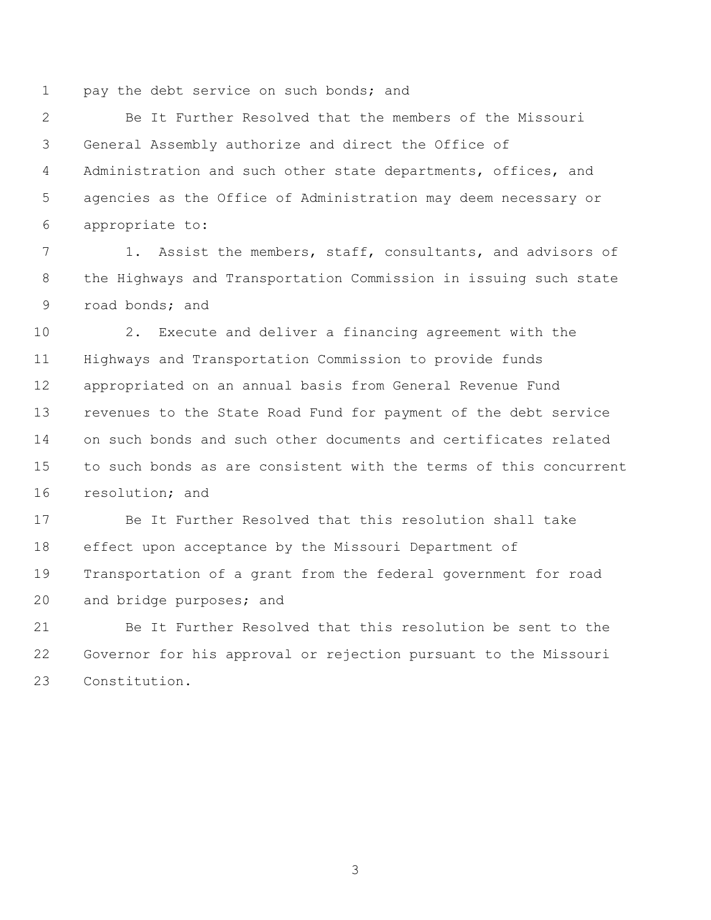pay the debt service on such bonds; and

Be It Further Resolved that the members of the Missouri General Assembly authorize and direct the Office of Administration and such other state departments, offices, and agencies as the Office of Administration may deem necessary or appropriate to:

1. Assist the members, staff, consultants, and advisors of the Highways and Transportation Commission in issuing such state road bonds; and

2. Execute and deliver a financing agreement with the Highways and Transportation Commission to provide funds appropriated on an annual basis from General Revenue Fund revenues to the State Road Fund for payment of the debt service on such bonds and such other documents and certificates related to such bonds as are consistent with the terms of this concurrent resolution; and

Be It Further Resolved that this resolution shall take effect upon acceptance by the Missouri Department of Transportation of a grant from the federal government for road and bridge purposes; and

Be It Further Resolved that this resolution be sent to the Governor for his approval or rejection pursuant to the Missouri Constitution.